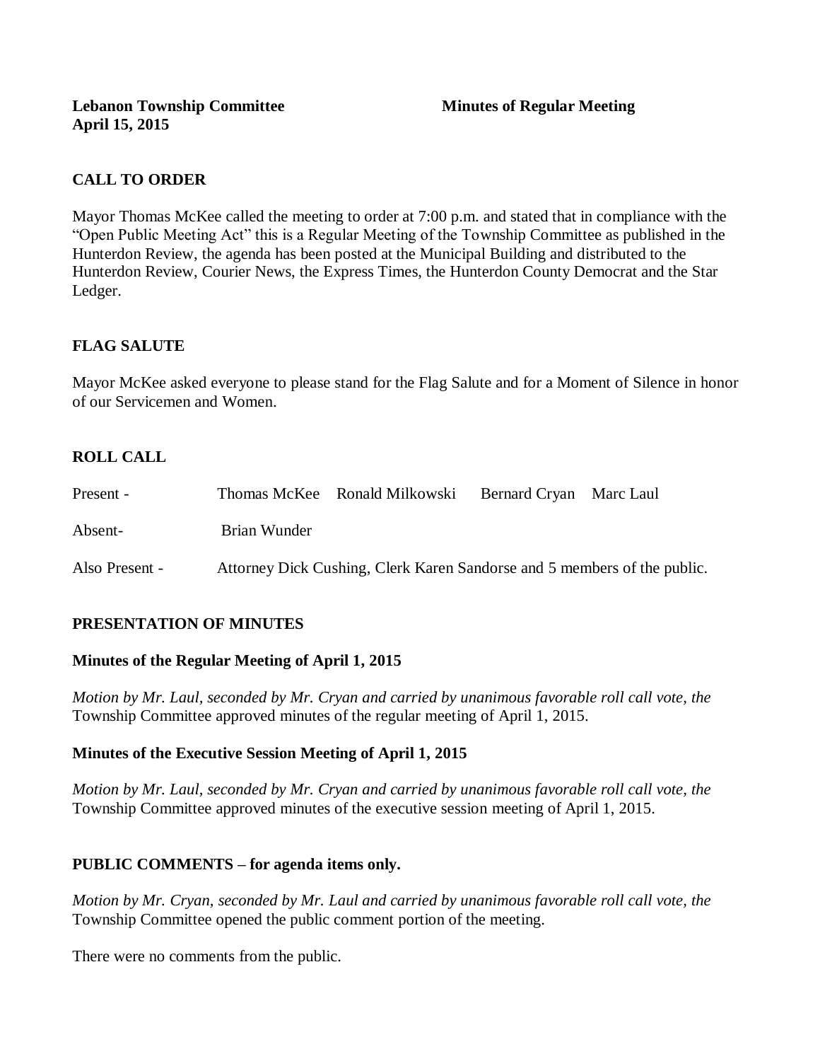**Lebanon Township Committee** **Minutes of Regular Meeting**
**April 15, 2015**

## CALL TO ORDER

Mayor Thomas McKee called the meeting to order at 7:00 p.m. and stated that in compliance with the "Open Public Meeting Act" this is a Regular Meeting of the Township Committee as published in the Hunterdon Review, the agenda has been posted at the Municipal Building and distributed to the Hunterdon Review, Courier News, the Express Times, the Hunterdon County Democrat and the Star Ledger.

## FLAG SALUTE

Mayor McKee asked everyone to please stand for the Flag Salute and for a Moment of Silence in honor of our Servicemen and Women.

## ROLL CALL

Present - Thomas McKee Ronald Milkowski Bernard Cryan Marc Laul

Absent- Brian Wunder

Also Present - Attorney Dick Cushing, Clerk Karen Sandorse and 5 members of the public.

## PRESENTATION OF MINUTES

### Minutes of the Regular Meeting of April 1, 2015

*Motion by Mr. Laul, seconded by Mr. Cryan and carried by unanimous favorable roll call vote, the* Township Committee approved minutes of the regular meeting of April 1, 2015.

### Minutes of the Executive Session Meeting of April 1, 2015

*Motion by Mr. Laul, seconded by Mr. Cryan and carried by unanimous favorable roll call vote, the* Township Committee approved minutes of the executive session meeting of April 1, 2015.

## PUBLIC COMMENTS – for agenda items only.

*Motion by Mr. Cryan, seconded by Mr. Laul and carried by unanimous favorable roll call vote, the* Township Committee opened the public comment portion of the meeting.

There were no comments from the public.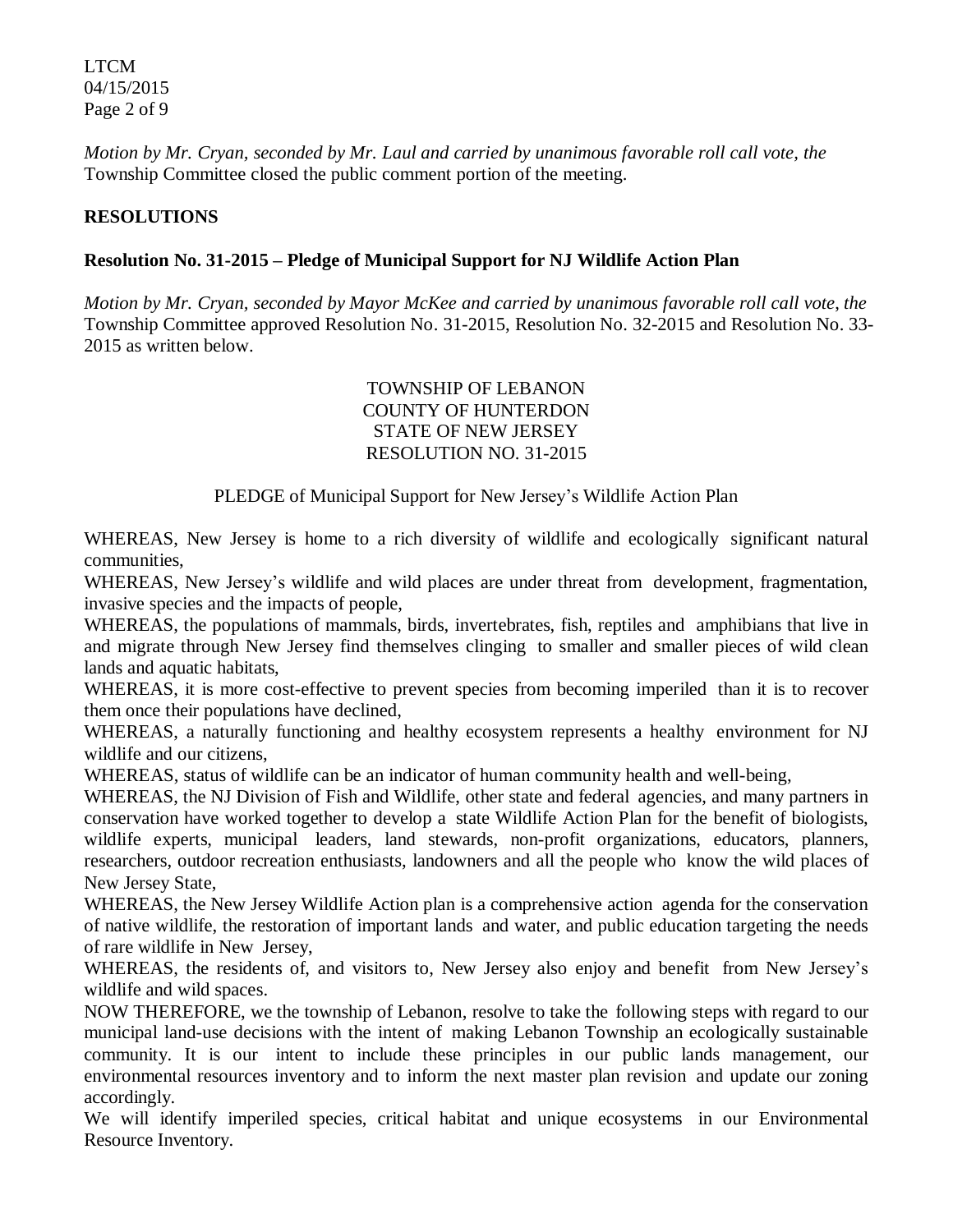*Motion by Mr. Cryan, seconded by Mr. Laul and carried by unanimous favorable roll call vote, the* Township Committee closed the public comment portion of the meeting.

**RESOLUTIONS**

**Resolution No. 31-2015 – Pledge of Municipal Support for NJ Wildlife Action Plan**

*Motion by Mr. Cryan, seconded by Mayor McKee and carried by unanimous favorable roll call vote, the* Township Committee approved Resolution No. 31-2015, Resolution No. 32-2015 and Resolution No. 33-2015 as written below.

TOWNSHIP OF LEBANON
COUNTY OF HUNTERDON
STATE OF NEW JERSEY
RESOLUTION NO. 31-2015

PLEDGE of Municipal Support for New Jersey's Wildlife Action Plan

WHEREAS, New Jersey is home to a rich diversity of wildlife and ecologically significant natural communities,

WHEREAS, New Jersey's wildlife and wild places are under threat from development, fragmentation, invasive species and the impacts of people,

WHEREAS, the populations of mammals, birds, invertebrates, fish, reptiles and amphibians that live in and migrate through New Jersey find themselves clinging to smaller and smaller pieces of wild clean lands and aquatic habitats,

WHEREAS, it is more cost-effective to prevent species from becoming imperiled than it is to recover them once their populations have declined,

WHEREAS, a naturally functioning and healthy ecosystem represents a healthy environment for NJ wildlife and our citizens,

WHEREAS, status of wildlife can be an indicator of human community health and well-being,

WHEREAS, the NJ Division of Fish and Wildlife, other state and federal agencies, and many partners in conservation have worked together to develop a state Wildlife Action Plan for the benefit of biologists, wildlife experts, municipal leaders, land stewards, non-profit organizations, educators, planners, researchers, outdoor recreation enthusiasts, landowners and all the people who know the wild places of New Jersey State,

WHEREAS, the New Jersey Wildlife Action plan is a comprehensive action agenda for the conservation of native wildlife, the restoration of important lands and water, and public education targeting the needs of rare wildlife in New Jersey,

WHEREAS, the residents of, and visitors to, New Jersey also enjoy and benefit from New Jersey's wildlife and wild spaces.

NOW THEREFORE, we the township of Lebanon, resolve to take the following steps with regard to our municipal land-use decisions with the intent of making Lebanon Township an ecologically sustainable community. It is our intent to include these principles in our public lands management, our environmental resources inventory and to inform the next master plan revision and update our zoning accordingly.

We will identify imperiled species, critical habitat and unique ecosystems in our Environmental Resource Inventory.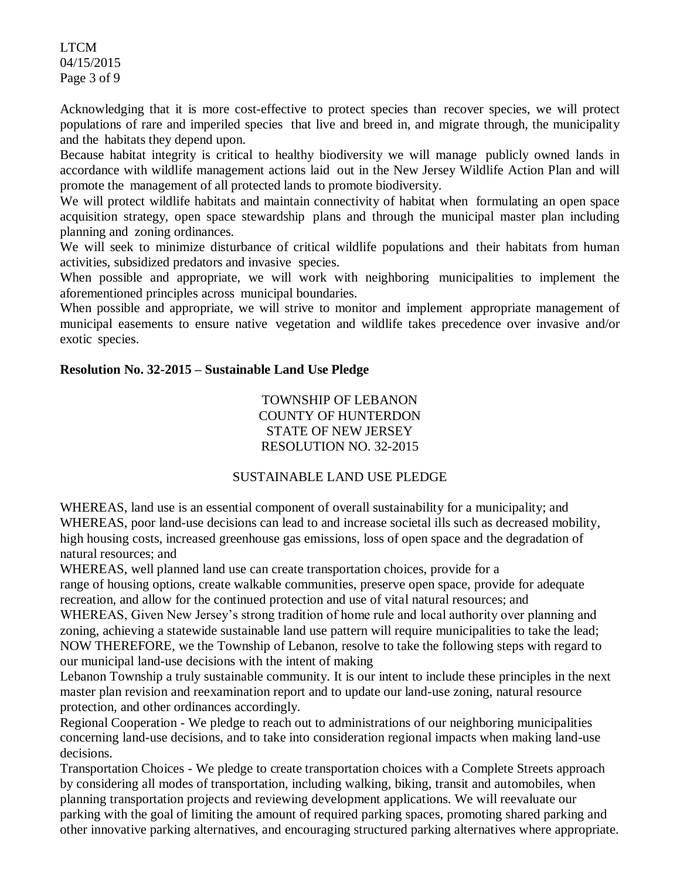Acknowledging that it is more cost-effective to protect species than recover species, we will protect populations of rare and imperiled species that live and breed in, and migrate through, the municipality and the habitats they depend upon.

Because habitat integrity is critical to healthy biodiversity we will manage publicly owned lands in accordance with wildlife management actions laid out in the New Jersey Wildlife Action Plan and will promote the management of all protected lands to promote biodiversity.

We will protect wildlife habitats and maintain connectivity of habitat when formulating an open space acquisition strategy, open space stewardship plans and through the municipal master plan including planning and zoning ordinances.

We will seek to minimize disturbance of critical wildlife populations and their habitats from human activities, subsidized predators and invasive species.

When possible and appropriate, we will work with neighboring municipalities to implement the aforementioned principles across municipal boundaries.

When possible and appropriate, we will strive to monitor and implement appropriate management of municipal easements to ensure native vegetation and wildlife takes precedence over invasive and/or exotic species.

**Resolution No. 32-2015 – Sustainable Land Use Pledge**

TOWNSHIP OF LEBANON
COUNTY OF HUNTERDON
STATE OF NEW JERSEY
RESOLUTION NO. 32-2015

SUSTAINABLE LAND USE PLEDGE

WHEREAS, land use is an essential component of overall sustainability for a municipality; and

WHEREAS, poor land-use decisions can lead to and increase societal ills such as decreased mobility, high housing costs, increased greenhouse gas emissions, loss of open space and the degradation of natural resources; and

WHEREAS, well planned land use can create transportation choices, provide for a range of housing options, create walkable communities, preserve open space, provide for adequate recreation, and allow for the continued protection and use of vital natural resources; and

WHEREAS, Given New Jersey's strong tradition of home rule and local authority over planning and zoning, achieving a statewide sustainable land use pattern will require municipalities to take the lead;

NOW THEREFORE, we the Township of Lebanon, resolve to take the following steps with regard to our municipal land-use decisions with the intent of making Lebanon Township a truly sustainable community. It is our intent to include these principles in the next master plan revision and reexamination report and to update our land-use zoning, natural resource protection, and other ordinances accordingly.

Regional Cooperation - We pledge to reach out to administrations of our neighboring municipalities concerning land-use decisions, and to take into consideration regional impacts when making land-use decisions.

Transportation Choices - We pledge to create transportation choices with a Complete Streets approach by considering all modes of transportation, including walking, biking, transit and automobiles, when planning transportation projects and reviewing development applications. We will reevaluate our parking with the goal of limiting the amount of required parking spaces, promoting shared parking and other innovative parking alternatives, and encouraging structured parking alternatives where appropriate.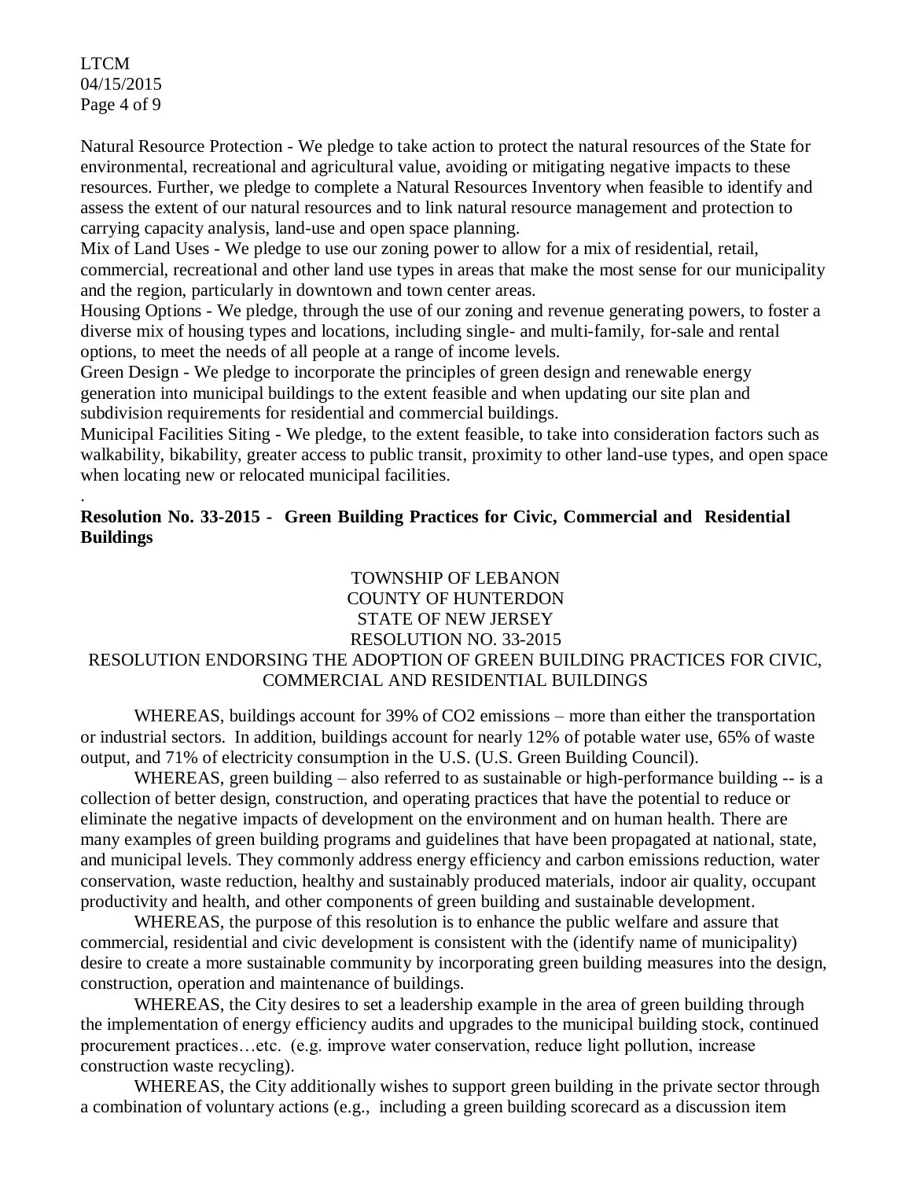Natural Resource Protection - We pledge to take action to protect the natural resources of the State for environmental, recreational and agricultural value, avoiding or mitigating negative impacts to these resources. Further, we pledge to complete a Natural Resources Inventory when feasible to identify and assess the extent of our natural resources and to link natural resource management and protection to carrying capacity analysis, land-use and open space planning.

Mix of Land Uses - We pledge to use our zoning power to allow for a mix of residential, retail, commercial, recreational and other land use types in areas that make the most sense for our municipality and the region, particularly in downtown and town center areas.

Housing Options - We pledge, through the use of our zoning and revenue generating powers, to foster a diverse mix of housing types and locations, including single- and multi-family, for-sale and rental options, to meet the needs of all people at a range of income levels.

Green Design - We pledge to incorporate the principles of green design and renewable energy generation into municipal buildings to the extent feasible and when updating our site plan and subdivision requirements for residential and commercial buildings.

Municipal Facilities Siting - We pledge, to the extent feasible, to take into consideration factors such as walkability, bikability, greater access to public transit, proximity to other land-use types, and open space when locating new or relocated municipal facilities.

.

**Resolution No. 33-2015 - Green Building Practices for Civic, Commercial and Residential Buildings**

TOWNSHIP OF LEBANON
COUNTY OF HUNTERDON
STATE OF NEW JERSEY
RESOLUTION NO. 33-2015
RESOLUTION ENDORSING THE ADOPTION OF GREEN BUILDING PRACTICES FOR CIVIC, COMMERCIAL AND RESIDENTIAL BUILDINGS

WHEREAS, buildings account for 39% of CO2 emissions – more than either the transportation or industrial sectors. In addition, buildings account for nearly 12% of potable water use, 65% of waste output, and 71% of electricity consumption in the U.S. (U.S. Green Building Council).

WHEREAS, green building – also referred to as sustainable or high-performance building -- is a collection of better design, construction, and operating practices that have the potential to reduce or eliminate the negative impacts of development on the environment and on human health. There are many examples of green building programs and guidelines that have been propagated at national, state, and municipal levels. They commonly address energy efficiency and carbon emissions reduction, water conservation, waste reduction, healthy and sustainably produced materials, indoor air quality, occupant productivity and health, and other components of green building and sustainable development.

WHEREAS, the purpose of this resolution is to enhance the public welfare and assure that commercial, residential and civic development is consistent with the (identify name of municipality) desire to create a more sustainable community by incorporating green building measures into the design, construction, operation and maintenance of buildings.

WHEREAS, the City desires to set a leadership example in the area of green building through the implementation of energy efficiency audits and upgrades to the municipal building stock, continued procurement practices…etc. (e.g. improve water conservation, reduce light pollution, increase construction waste recycling).

WHEREAS, the City additionally wishes to support green building in the private sector through a combination of voluntary actions (e.g., including a green building scorecard as a discussion item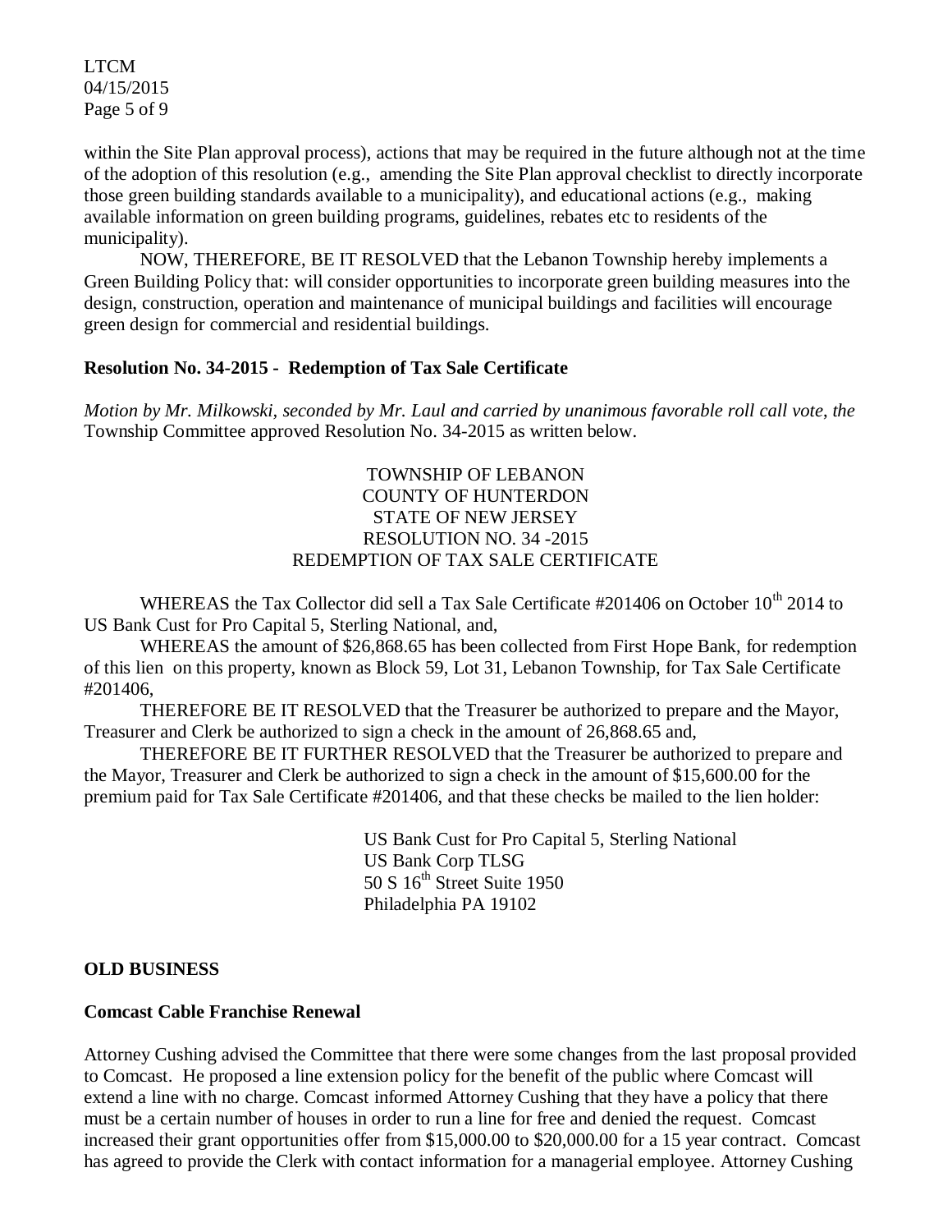within the Site Plan approval process), actions that may be required in the future although not at the time of the adoption of this resolution (e.g., amending the Site Plan approval checklist to directly incorporate those green building standards available to a municipality), and educational actions (e.g., making available information on green building programs, guidelines, rebates etc to residents of the municipality).

NOW, THEREFORE, BE IT RESOLVED that the Lebanon Township hereby implements a Green Building Policy that: will consider opportunities to incorporate green building measures into the design, construction, operation and maintenance of municipal buildings and facilities will encourage green design for commercial and residential buildings.

**Resolution No. 34-2015 - Redemption of Tax Sale Certificate**

*Motion by Mr. Milkowski, seconded by Mr. Laul and carried by unanimous favorable roll call vote, the* Township Committee approved Resolution No. 34-2015 as written below.

TOWNSHIP OF LEBANON
COUNTY OF HUNTERDON
STATE OF NEW JERSEY
RESOLUTION NO. 34 -2015
REDEMPTION OF TAX SALE CERTIFICATE

WHEREAS the Tax Collector did sell a Tax Sale Certificate #201406 on October 10th 2014 to US Bank Cust for Pro Capital 5, Sterling National, and,

WHEREAS the amount of $26,868.65 has been collected from First Hope Bank, for redemption of this lien on this property, known as Block 59, Lot 31, Lebanon Township, for Tax Sale Certificate #201406,

THEREFORE BE IT RESOLVED that the Treasurer be authorized to prepare and the Mayor, Treasurer and Clerk be authorized to sign a check in the amount of 26,868.65 and,

THEREFORE BE IT FURTHER RESOLVED that the Treasurer be authorized to prepare and the Mayor, Treasurer and Clerk be authorized to sign a check in the amount of $15,600.00 for the premium paid for Tax Sale Certificate #201406, and that these checks be mailed to the lien holder:

US Bank Cust for Pro Capital 5, Sterling National
US Bank Corp TLSG
50 S 16th Street Suite 1950
Philadelphia PA 19102

**OLD BUSINESS**

**Comcast Cable Franchise Renewal**

Attorney Cushing advised the Committee that there were some changes from the last proposal provided to Comcast. He proposed a line extension policy for the benefit of the public where Comcast will extend a line with no charge. Comcast informed Attorney Cushing that they have a policy that there must be a certain number of houses in order to run a line for free and denied the request. Comcast increased their grant opportunities offer from $15,000.00 to $20,000.00 for a 15 year contract. Comcast has agreed to provide the Clerk with contact information for a managerial employee. Attorney Cushing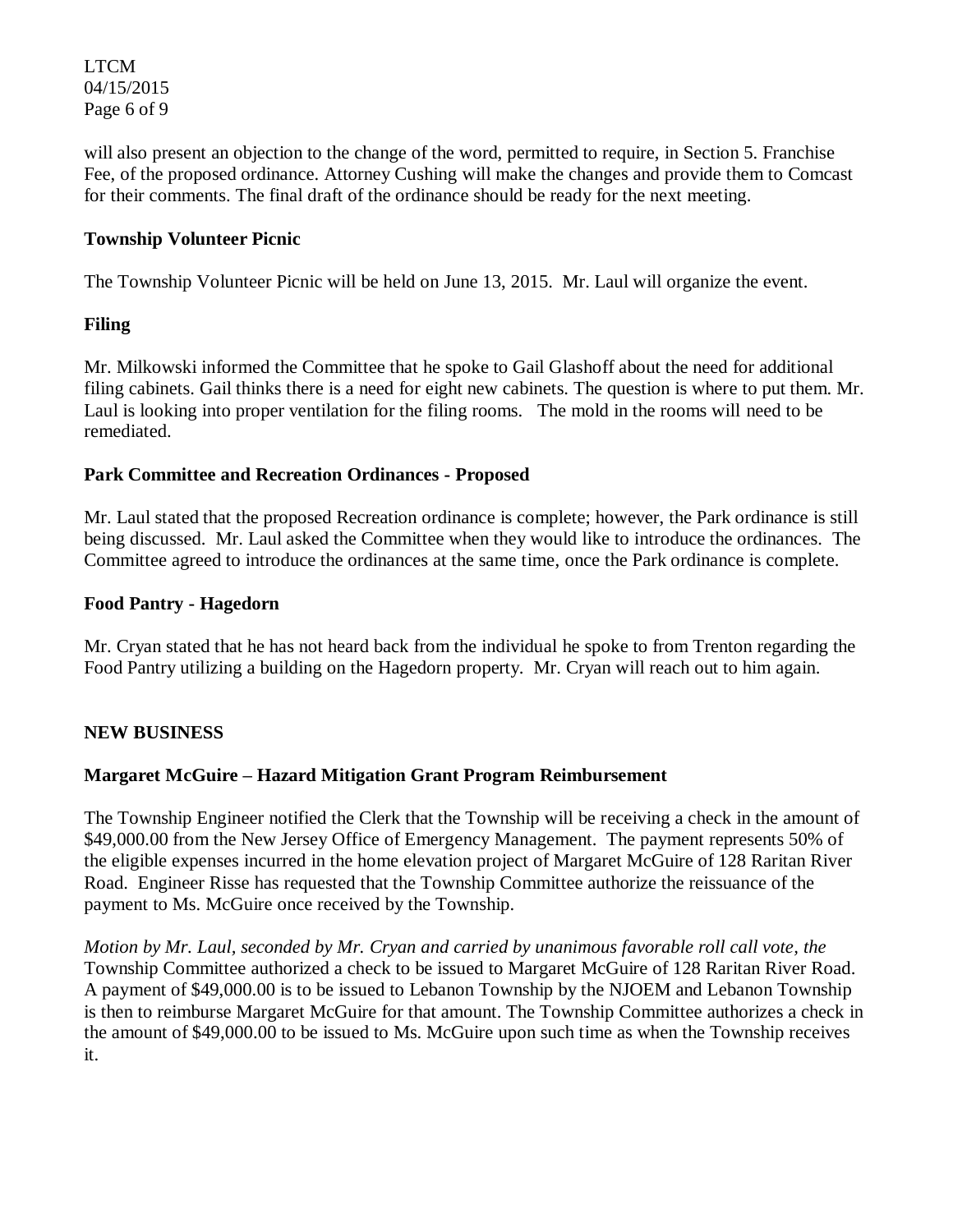will also present an objection to the change of the word, permitted to require, in Section 5. Franchise Fee, of the proposed ordinance. Attorney Cushing will make the changes and provide them to Comcast for their comments. The final draft of the ordinance should be ready for the next meeting.

**Township Volunteer Picnic**

The Township Volunteer Picnic will be held on June 13, 2015. Mr. Laul will organize the event.

**Filing**

Mr. Milkowski informed the Committee that he spoke to Gail Glashoff about the need for additional filing cabinets. Gail thinks there is a need for eight new cabinets. The question is where to put them. Mr. Laul is looking into proper ventilation for the filing rooms. The mold in the rooms will need to be remediated.

**Park Committee and Recreation Ordinances - Proposed**

Mr. Laul stated that the proposed Recreation ordinance is complete; however, the Park ordinance is still being discussed. Mr. Laul asked the Committee when they would like to introduce the ordinances. The Committee agreed to introduce the ordinances at the same time, once the Park ordinance is complete.

**Food Pantry - Hagedorn**

Mr. Cryan stated that he has not heard back from the individual he spoke to from Trenton regarding the Food Pantry utilizing a building on the Hagedorn property. Mr. Cryan will reach out to him again.

**NEW BUSINESS**

**Margaret McGuire – Hazard Mitigation Grant Program Reimbursement**

The Township Engineer notified the Clerk that the Township will be receiving a check in the amount of \$49,000.00 from the New Jersey Office of Emergency Management. The payment represents 50% of the eligible expenses incurred in the home elevation project of Margaret McGuire of 128 Raritan River Road. Engineer Risse has requested that the Township Committee authorize the reissuance of the payment to Ms. McGuire once received by the Township.

*Motion by Mr. Laul, seconded by Mr. Cryan and carried by unanimous favorable roll call vote, the* Township Committee authorized a check to be issued to Margaret McGuire of 128 Raritan River Road. A payment of \$49,000.00 is to be issued to Lebanon Township by the NJOEM and Lebanon Township is then to reimburse Margaret McGuire for that amount. The Township Committee authorizes a check in the amount of \$49,000.00 to be issued to Ms. McGuire upon such time as when the Township receives it.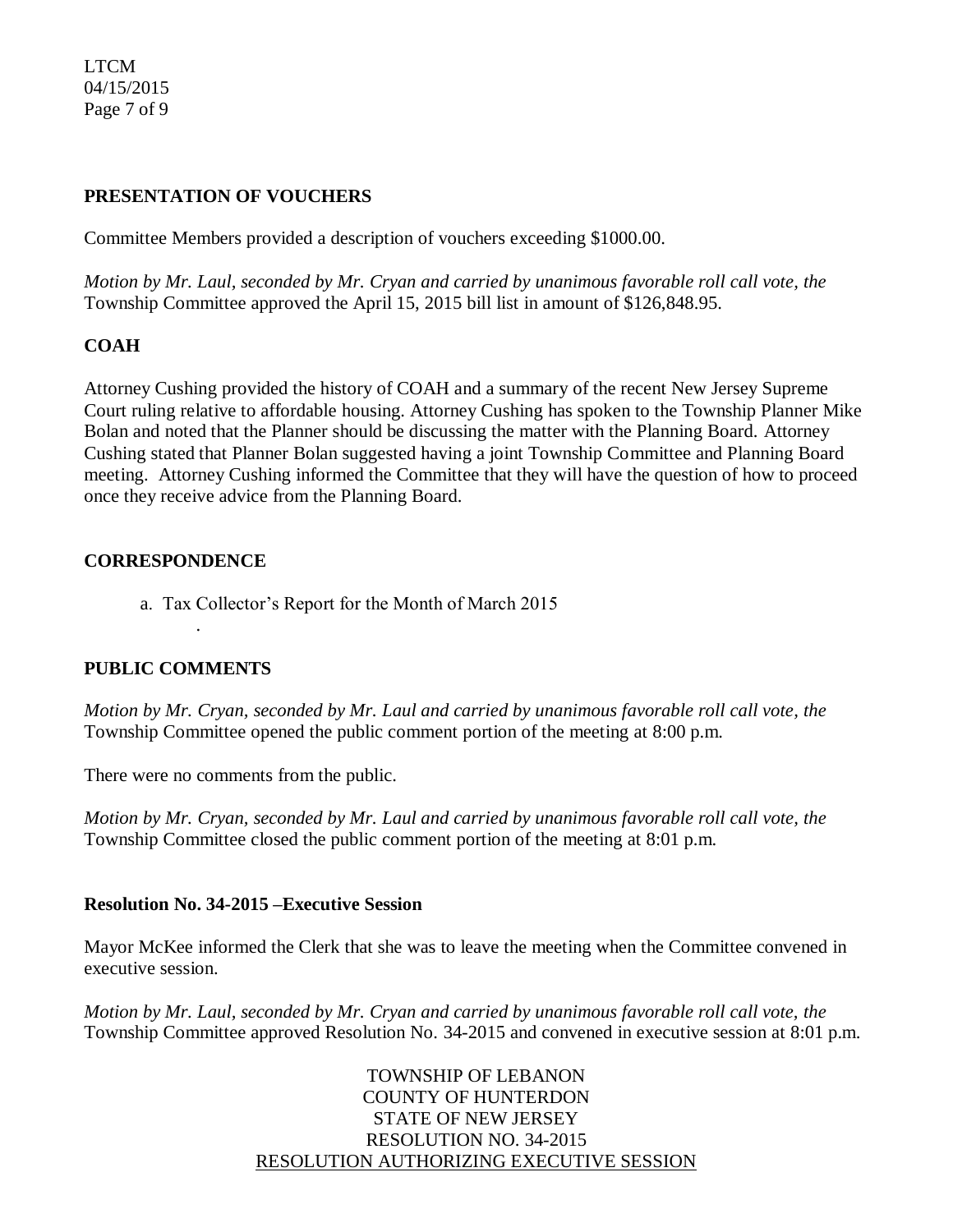## PRESENTATION OF VOUCHERS

Committee Members provided a description of vouchers exceeding $1000.00.

*Motion by Mr. Laul, seconded by Mr. Cryan and carried by unanimous favorable roll call vote, the* Township Committee approved the April 15, 2015 bill list in amount of $126,848.95.

## COAH

Attorney Cushing provided the history of COAH and a summary of the recent New Jersey Supreme Court ruling relative to affordable housing. Attorney Cushing has spoken to the Township Planner Mike Bolan and noted that the Planner should be discussing the matter with the Planning Board. Attorney Cushing stated that Planner Bolan suggested having a joint Township Committee and Planning Board meeting. Attorney Cushing informed the Committee that they will have the question of how to proceed once they receive advice from the Planning Board.

## CORRESPONDENCE

a. Tax Collector's Report for the Month of March 2015

## PUBLIC COMMENTS

*Motion by Mr. Cryan, seconded by Mr. Laul and carried by unanimous favorable roll call vote, the* Township Committee opened the public comment portion of the meeting at 8:00 p.m.

There were no comments from the public.

*Motion by Mr. Cryan, seconded by Mr. Laul and carried by unanimous favorable roll call vote, the* Township Committee closed the public comment portion of the meeting at 8:01 p.m.

### Resolution No. 34-2015 –Executive Session

Mayor McKee informed the Clerk that she was to leave the meeting when the Committee convened in executive session.

*Motion by Mr. Laul, seconded by Mr. Cryan and carried by unanimous favorable roll call vote, the* Township Committee approved Resolution No. 34-2015 and convened in executive session at 8:01 p.m.

TOWNSHIP OF LEBANON
COUNTY OF HUNTERDON
STATE OF NEW JERSEY
RESOLUTION NO. 34-2015
RESOLUTION AUTHORIZING EXECUTIVE SESSION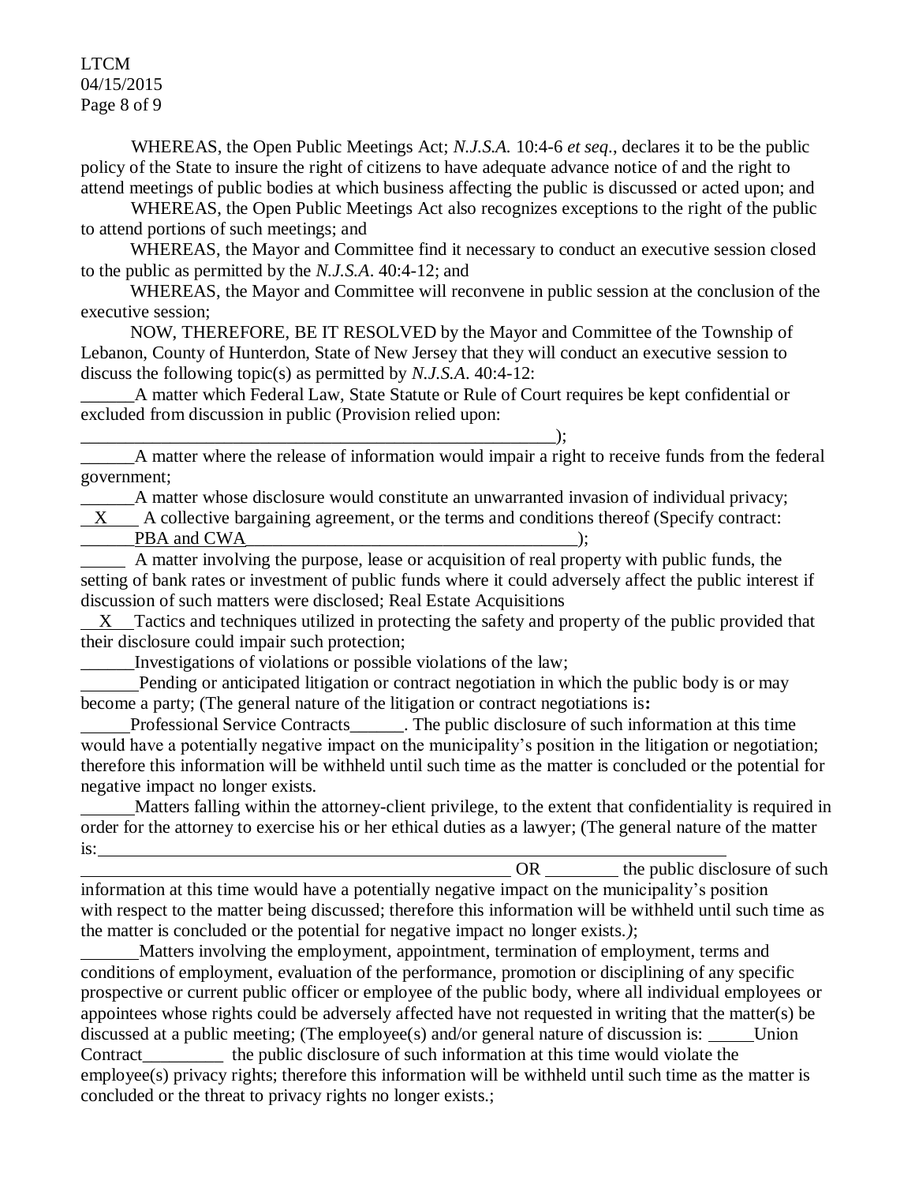WHEREAS, the Open Public Meetings Act; *N.J.S.A.* 10:4-6 *et seq*., declares it to be the public policy of the State to insure the right of citizens to have adequate advance notice of and the right to attend meetings of public bodies at which business affecting the public is discussed or acted upon; and

WHEREAS, the Open Public Meetings Act also recognizes exceptions to the right of the public to attend portions of such meetings; and

WHEREAS, the Mayor and Committee find it necessary to conduct an executive session closed to the public as permitted by the *N.J.S.A*. 40:4-12; and

WHEREAS, the Mayor and Committee will reconvene in public session at the conclusion of the executive session;

NOW, THEREFORE, BE IT RESOLVED by the Mayor and Committee of the Township of Lebanon, County of Hunterdon, State of New Jersey that they will conduct an executive session to discuss the following topic(s) as permitted by *N.J.S.A*. 40:4-12:

______A matter which Federal Law, State Statute or Rule of Court requires be kept confidential or excluded from discussion in public (Provision relied upon: ________________________________________________________);

______A matter where the release of information would impair a right to receive funds from the federal government;

______A matter whose disclosure would constitute an unwarranted invasion of individual privacy;

__X__ A collective bargaining agreement, or the terms and conditions thereof (Specify contract: ______PBA and CWA______________________________________);

_____ A matter involving the purpose, lease or acquisition of real property with public funds, the setting of bank rates or investment of public funds where it could adversely affect the public interest if discussion of such matters were disclosed; Real Estate Acquisitions

__X__Tactics and techniques utilized in protecting the safety and property of the public provided that their disclosure could impair such protection;

______Investigations of violations or possible violations of the law;

______Pending or anticipated litigation or contract negotiation in which the public body is or may become a party; (The general nature of the litigation or contract negotiations is**:** ______Professional Service Contracts______. The public disclosure of such information at this time would have a potentially negative impact on the municipality's position in the litigation or negotiation; therefore this information will be withheld until such time as the matter is concluded or the potential for negative impact no longer exists.

______Matters falling within the attorney-client privilege, to the extent that confidentiality is required in order for the attorney to exercise his or her ethical duties as a lawyer; (The general nature of the matter is:________________________________________________________________________ __________________________________________________ OR ________ the public disclosure of such information at this time would have a potentially negative impact on the municipality's position with respect to the matter being discussed; therefore this information will be withheld until such time as the matter is concluded or the potential for negative impact no longer exists.*)*;

______Matters involving the employment, appointment, termination of employment, terms and conditions of employment, evaluation of the performance, promotion or disciplining of any specific prospective or current public officer or employee of the public body, where all individual employees or appointees whose rights could be adversely affected have not requested in writing that the matter(s) be discussed at a public meeting; (The employee(s) and/or general nature of discussion is: _____Union Contract_________ the public disclosure of such information at this time would violate the employee(s) privacy rights; therefore this information will be withheld until such time as the matter is concluded or the threat to privacy rights no longer exists.;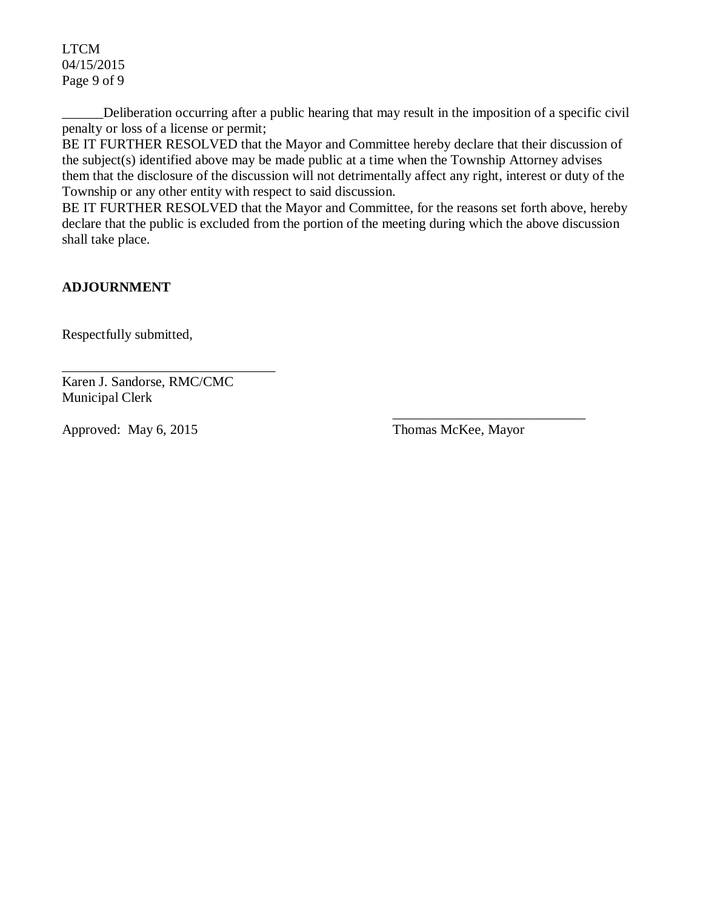______Deliberation occurring after a public hearing that may result in the imposition of a specific civil penalty or loss of a license or permit;

BE IT FURTHER RESOLVED that the Mayor and Committee hereby declare that their discussion of the subject(s) identified above may be made public at a time when the Township Attorney advises them that the disclosure of the discussion will not detrimentally affect any right, interest or duty of the Township or any other entity with respect to said discussion.

BE IT FURTHER RESOLVED that the Mayor and Committee, for the reasons set forth above, hereby declare that the public is excluded from the portion of the meeting during which the above discussion shall take place.

**ADJOURNMENT**

Respectfully submitted,

______________________________

Karen J. Sandorse, RMC/CMC
Municipal Clerk

Approved: May 6, 2015

______________________________

Thomas McKee, Mayor